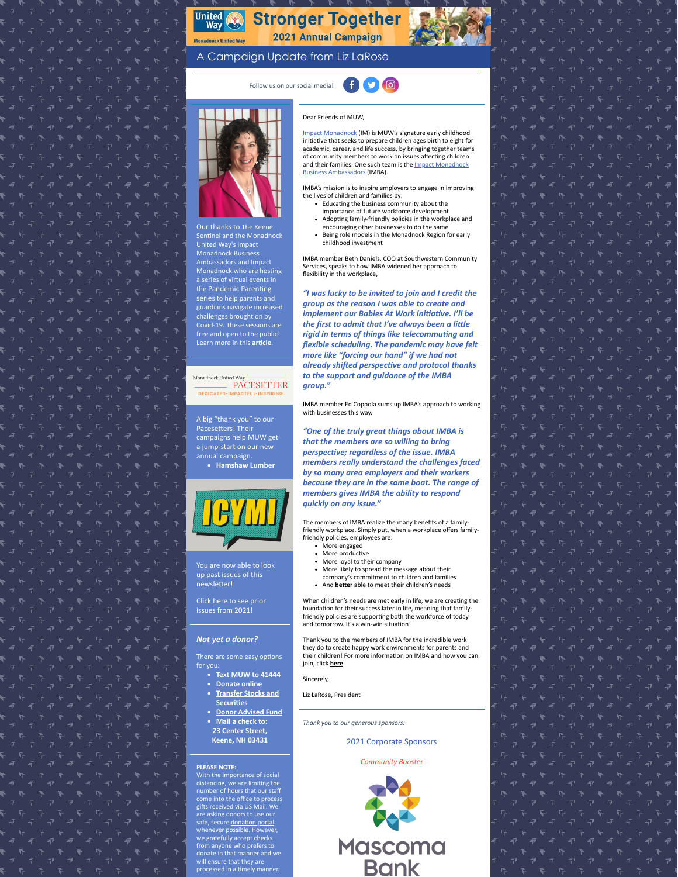# Stronger Together

## 2021 Annual Campaign

Monadnock United Way

## A Campaign Update from Liz LaRose

Follow us on our social media!

Our thanks to The Keene Sentinel and the Monadnock United Way's Impact Monadnock Business Ambassadors and Impact Monadnock who are hosting a series of virtual events in the Pandemic Parenting series to help parents and guardians navigate increased challenges brought on by Covid-19. These sessions are free and open to the public! Learn more in this **article**.

Monadnock United Way PACESETTER
DEDICATED·IMPACTFUL·INSPIRING

A big "thank you" to our Pacesetters! Their campaigns help MUW get a jump-start on our new annual campaign.

- **Hamshaw Lumber**

ICYMI

You are now able to look up past issues of this newsletter!

Click here to see prior issues from 2021!

***Not yet a donor?***

There are some easy options for you:

- **Text MUW to 41444**
- **Donate online**
- **Transfer Stocks and Securities**
- **Donor Advised Fund**
- **Mail a check to: 23 Center Street, Keene, NH 03431**

**PLEASE NOTE:**
With the importance of social distancing, we are limiting the number of hours that our staff come into the office to process gifts received via US Mail. We are asking donors to use our safe, secure donation portal whenever possible. However, we gratefully accept checks from anyone who prefers to donate in that manner and we will ensure that they are processed in a timely manner.

Dear Friends of MUW,

Impact Monadnock (IM) is MUW's signature early childhood initiative that seeks to prepare children ages birth to eight for academic, career, and life success, by bringing together teams of community members to work on issues affecting children and their families. One such team is the Impact Monadnock Business Ambassadors (IMBA).

IMBA's mission is to inspire employers to engage in improving the lives of children and families by:

- Educating the business community about the importance of future workforce development
- Adopting family-friendly policies in the workplace and encouraging other businesses to do the same
- Being role models in the Monadnock Region for early childhood investment

IMBA member Beth Daniels, COO at Southwestern Community Services, speaks to how IMBA widened her approach to flexibility in the workplace,

***"I was lucky to be invited to join and I credit the group as the reason I was able to create and implement our Babies At Work initiative. I'll be the first to admit that I've always been a little rigid in terms of things like telecommuting and flexible scheduling. The pandemic may have felt more like "forcing our hand" if we had not already shifted perspective and protocol thanks to the support and guidance of the IMBA group."***

IMBA member Ed Coppola sums up IMBA's approach to working with businesses this way,

***"One of the truly great things about IMBA is that the members are so willing to bring perspective; regardless of the issue. IMBA members really understand the challenges faced by so many area employers and their workers because they are in the same boat. The range of members gives IMBA the ability to respond quickly on any issue."***

The members of IMBA realize the many benefits of a family-friendly workplace. Simply put, when a workplace offers family-friendly policies, employees are:

- More engaged
- More productive
- More loyal to their company
- More likely to spread the message about their company's commitment to children and families
- And **better** able to meet their children's needs

When children's needs are met early in life, we are creating the foundation for their success later in life, meaning that family-friendly policies are supporting both the workforce of today and tomorrow. It's a win-win situation!

Thank you to the members of IMBA for the incredible work they do to create happy work environments for parents and their children! For more information on IMBA and how you can join, click **here**.

Sincerely,

Liz LaRose, President

*Thank you to our generous sponsors:*

2021 Corporate Sponsors

*Community Booster*

Mascoma Bank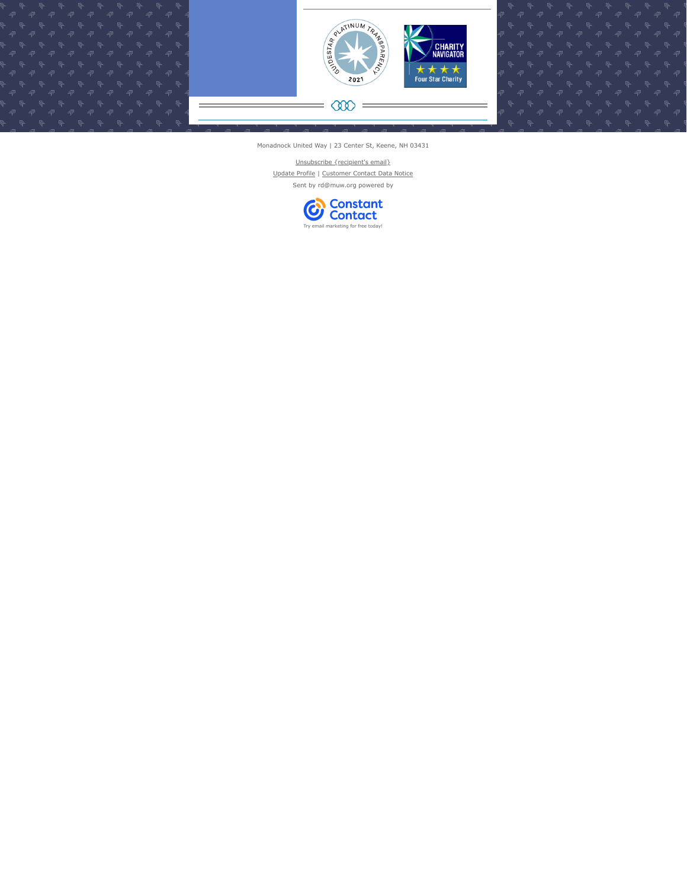Monadnock United Way | 23 Center St, Keene, NH 03431

Unsubscribe {recipient's email}

Update Profile | Customer Contact Data Notice

Sent by rd@muw.org powered by

Try email marketing for free today!